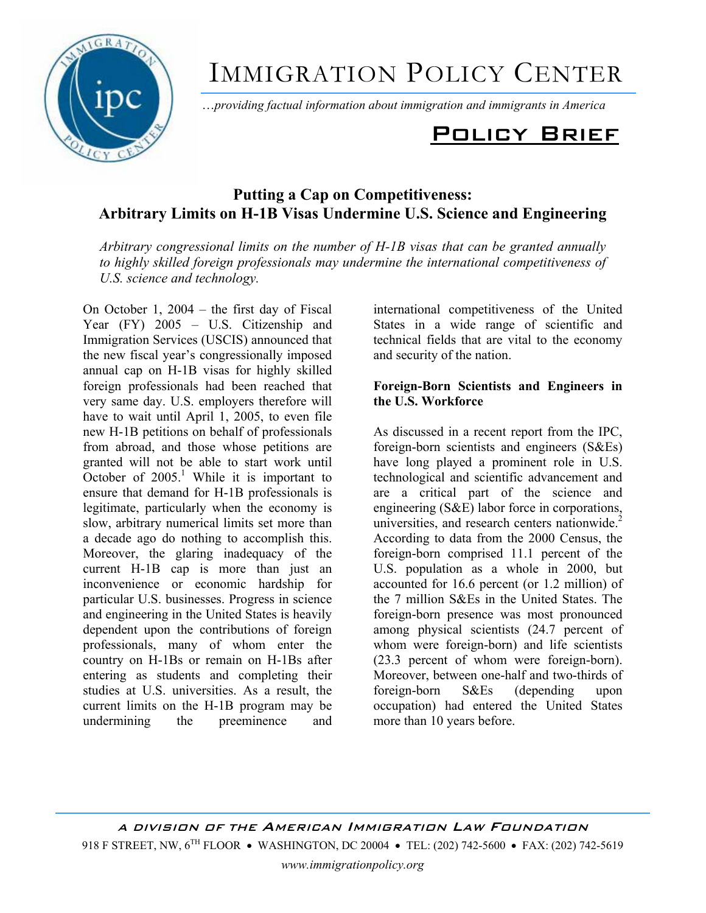# Immigration Policy Center

*…providing factual information about immigration and immigrants in America*

## Policy Brief

## Putting a Cap on Competitiveness: Arbitrary Limits on H-1B Visas Undermine U.S. Science and Engineering

*Arbitrary congressional limits on the number of H-1B visas that can be granted annually to highly skilled foreign professionals may undermine the international competitiveness of U.S. science and technology.*

On October 1, 2004 – the first day of Fiscal Year (FY) 2005 – U.S. Citizenship and Immigration Services (USCIS) announced that the new fiscal year's congressionally imposed annual cap on H-1B visas for highly skilled foreign professionals had been reached that very same day. U.S. employers therefore will have to wait until April 1, 2005, to even file new H-1B petitions on behalf of professionals from abroad, and those whose petitions are granted will not be able to start work until October of 2005.[1] While it is important to ensure that demand for H-1B professionals is legitimate, particularly when the economy is slow, arbitrary numerical limits set more than a decade ago do nothing to accomplish this. Moreover, the glaring inadequacy of the current H-1B cap is more than just an inconvenience or economic hardship for particular U.S. businesses. Progress in science and engineering in the United States is heavily dependent upon the contributions of foreign professionals, many of whom enter the country on H-1Bs or remain on H-1Bs after entering as students and completing their studies at U.S. universities. As a result, the current limits on the H-1B program may be undermining the preeminence and international competitiveness of the United States in a wide range of scientific and technical fields that are vital to the economy and security of the nation.

### Foreign-Born Scientists and Engineers in the U.S. Workforce

As discussed in a recent report from the IPC, foreign-born scientists and engineers (S&Es) have long played a prominent role in U.S. technological and scientific advancement and are a critical part of the science and engineering (S&E) labor force in corporations, universities, and research centers nationwide.[2] According to data from the 2000 Census, the foreign-born comprised 11.1 percent of the U.S. population as a whole in 2000, but accounted for 16.6 percent (or 1.2 million) of the 7 million S&Es in the United States. The foreign-born presence was most pronounced among physical scientists (24.7 percent of whom were foreign-born) and life scientists (23.3 percent of whom were foreign-born). Moreover, between one-half and two-thirds of foreign-born S&Es (depending upon occupation) had entered the United States more than 10 years before.

A DIVISION OF THE AMERICAN IMMIGRATION LAW FOUNDATION

918 F STREET, NW, 6TH FLOOR • WASHINGTON, DC 20004 • TEL: (202) 742-5600 • FAX: (202) 742-5619

*www.immigrationpolicy.org*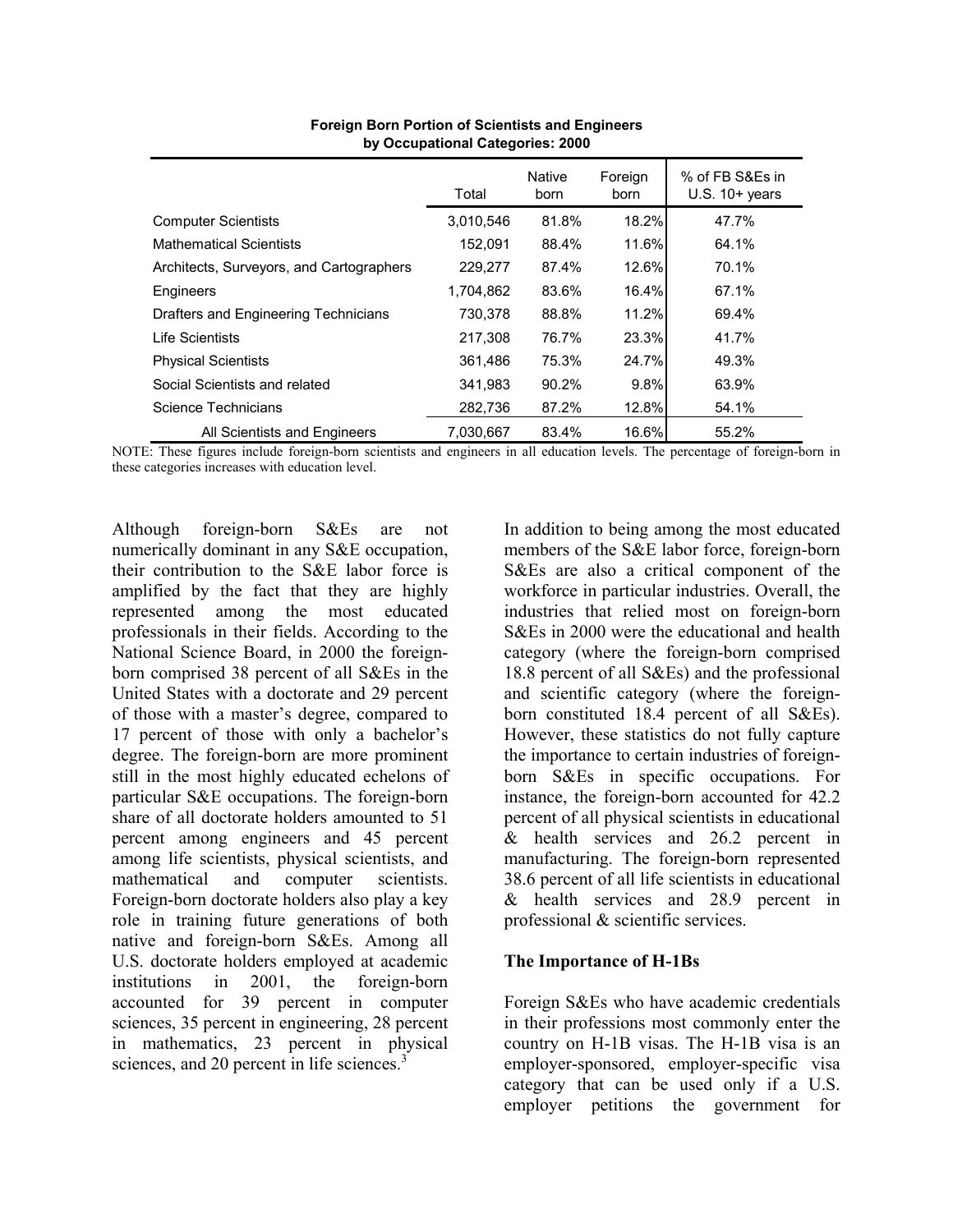**Foreign Born Portion of Scientists and Engineers by Occupational Categories: 2000**

| | Total | Native born | Foreign born | % of FB S&Es in U.S. 10+ years |
|---|---|---|---|---|
| Computer Scientists | 3,010,546 | 81.8% | 18.2% | 47.7% |
| Mathematical Scientists | 152,091 | 88.4% | 11.6% | 64.1% |
| Architects, Surveyors, and Cartographers | 229,277 | 87.4% | 12.6% | 70.1% |
| Engineers | 1,704,862 | 83.6% | 16.4% | 67.1% |
| Drafters and Engineering Technicians | 730,378 | 88.8% | 11.2% | 69.4% |
| Life Scientists | 217,308 | 76.7% | 23.3% | 41.7% |
| Physical Scientists | 361,486 | 75.3% | 24.7% | 49.3% |
| Social Scientists and related | 341,983 | 90.2% | 9.8% | 63.9% |
| Science Technicians | 282,736 | 87.2% | 12.8% | 54.1% |
| All Scientists and Engineers | 7,030,667 | 83.4% | 16.6% | 55.2% |

NOTE: These figures include foreign-born scientists and engineers in all education levels. The percentage of foreign-born in these categories increases with education level.

Although foreign-born S&Es are not numerically dominant in any S&E occupation, their contribution to the S&E labor force is amplified by the fact that they are highly represented among the most educated professionals in their fields. According to the National Science Board, in 2000 the foreign-born comprised 38 percent of all S&Es in the United States with a doctorate and 29 percent of those with a master's degree, compared to 17 percent of those with only a bachelor's degree. The foreign-born are more prominent still in the most highly educated echelons of particular S&E occupations. The foreign-born share of all doctorate holders amounted to 51 percent among engineers and 45 percent among life scientists, physical scientists, and mathematical and computer scientists. Foreign-born doctorate holders also play a key role in training future generations of both native and foreign-born S&Es. Among all U.S. doctorate holders employed at academic institutions in 2001, the foreign-born accounted for 39 percent in computer sciences, 35 percent in engineering, 28 percent in mathematics, 23 percent in physical sciences, and 20 percent in life sciences.[3]

In addition to being among the most educated members of the S&E labor force, foreign-born S&Es are also a critical component of the workforce in particular industries. Overall, the industries that relied most on foreign-born S&Es in 2000 were the educational and health category (where the foreign-born comprised 18.8 percent of all S&Es) and the professional and scientific category (where the foreign-born constituted 18.4 percent of all S&Es). However, these statistics do not fully capture the importance to certain industries of foreign-born S&Es in specific occupations. For instance, the foreign-born accounted for 42.2 percent of all physical scientists in educational & health services and 26.2 percent in manufacturing. The foreign-born represented 38.6 percent of all life scientists in educational & health services and 28.9 percent in professional & scientific services.

### The Importance of H-1Bs

Foreign S&Es who have academic credentials in their professions most commonly enter the country on H-1B visas. The H-1B visa is an employer-sponsored, employer-specific visa category that can be used only if a U.S. employer petitions the government for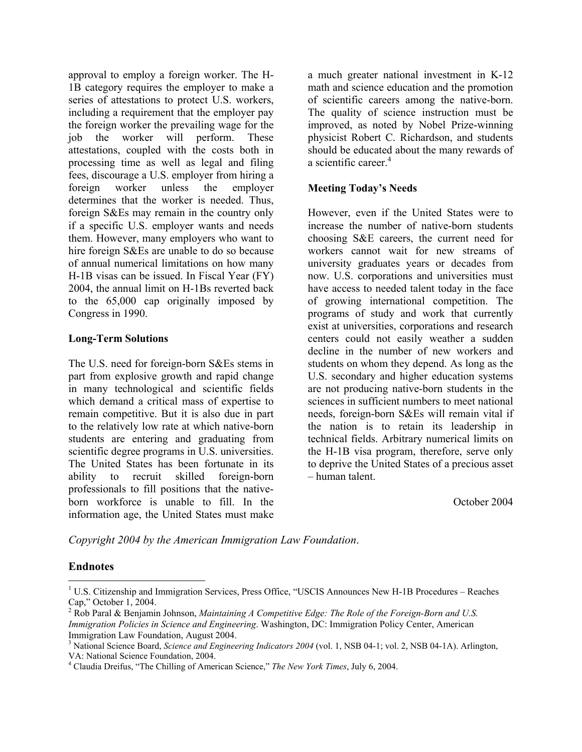approval to employ a foreign worker. The H-1B category requires the employer to make a series of attestations to protect U.S. workers, including a requirement that the employer pay the foreign worker the prevailing wage for the job the worker will perform. These attestations, coupled with the costs both in processing time as well as legal and filing fees, discourage a U.S. employer from hiring a foreign worker unless the employer determines that the worker is needed. Thus, foreign S&Es may remain in the country only if a specific U.S. employer wants and needs them. However, many employers who want to hire foreign S&Es are unable to do so because of annual numerical limitations on how many H-1B visas can be issued. In Fiscal Year (FY) 2004, the annual limit on H-1Bs reverted back to the 65,000 cap originally imposed by Congress in 1990.

**Long-Term Solutions**

The U.S. need for foreign-born S&Es stems in part from explosive growth and rapid change in many technological and scientific fields which demand a critical mass of expertise to remain competitive. But it is also due in part to the relatively low rate at which native-born students are entering and graduating from scientific degree programs in U.S. universities. The United States has been fortunate in its ability to recruit skilled foreign-born professionals to fill positions that the native-born workforce is unable to fill. In the information age, the United States must make a much greater national investment in K-12 math and science education and the promotion of scientific careers among the native-born. The quality of science instruction must be improved, as noted by Nobel Prize-winning physicist Robert C. Richardson, and students should be educated about the many rewards of a scientific career.[4]

**Meeting Today's Needs**

However, even if the United States were to increase the number of native-born students choosing S&E careers, the current need for workers cannot wait for new streams of university graduates years or decades from now. U.S. corporations and universities must have access to needed talent today in the face of growing international competition. The programs of study and work that currently exist at universities, corporations and research centers could not easily weather a sudden decline in the number of new workers and students on whom they depend. As long as the U.S. secondary and higher education systems are not producing native-born students in the sciences in sufficient numbers to meet national needs, foreign-born S&Es will remain vital if the nation is to retain its leadership in technical fields. Arbitrary numerical limits on the H-1B visa program, therefore, serve only to deprive the United States of a precious asset – human talent.

October 2004

*Copyright 2004 by the American Immigration Law Foundation.*

**Endnotes**

[1] U.S. Citizenship and Immigration Services, Press Office, "USCIS Announces New H-1B Procedures – Reaches Cap," October 1, 2004.

[2] Rob Paral & Benjamin Johnson, *Maintaining A Competitive Edge: The Role of the Foreign-Born and U.S. Immigration Policies in Science and Engineering*. Washington, DC: Immigration Policy Center, American Immigration Law Foundation, August 2004.

[3] National Science Board, *Science and Engineering Indicators 2004* (vol. 1, NSB 04-1; vol. 2, NSB 04-1A). Arlington, VA: National Science Foundation, 2004.

[4] Claudia Dreifus, "The Chilling of American Science," *The New York Times*, July 6, 2004.